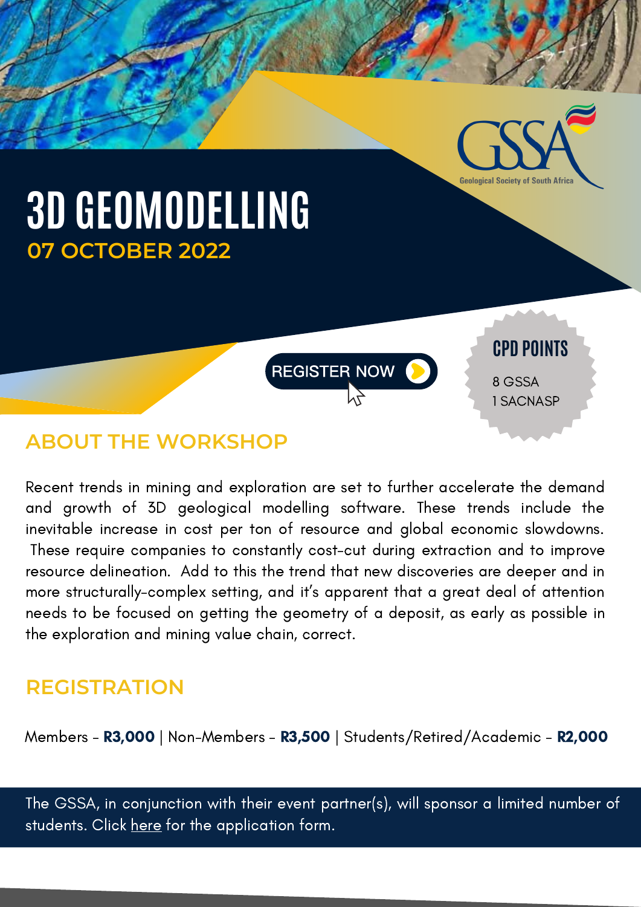GSSA

Geological Society of South Africa

# 3D GEOMODELLING

**07 OCTOBER 2022**

REGISTER NOW

**CPD POINTS**

8 GSSA
1 SACNASP

## ABOUT THE WORKSHOP

Recent trends in mining and exploration are set to further accelerate the demand and growth of 3D geological modelling software. These trends include the inevitable increase in cost per ton of resource and global economic slowdowns. These require companies to constantly cost-cut during extraction and to improve resource delineation. Add to this the trend that new discoveries are deeper and in more structurally-complex setting, and it's apparent that a great deal of attention needs to be focused on getting the geometry of a deposit, as early as possible in the exploration and mining value chain, correct.

## REGISTRATION

Members - **R3,000** | Non-Members - **R3,500** | Students/Retired/Academic - **R2,000**

The GSSA, in conjunction with their event partner(s), will sponsor a limited number of students. Click here for the application form.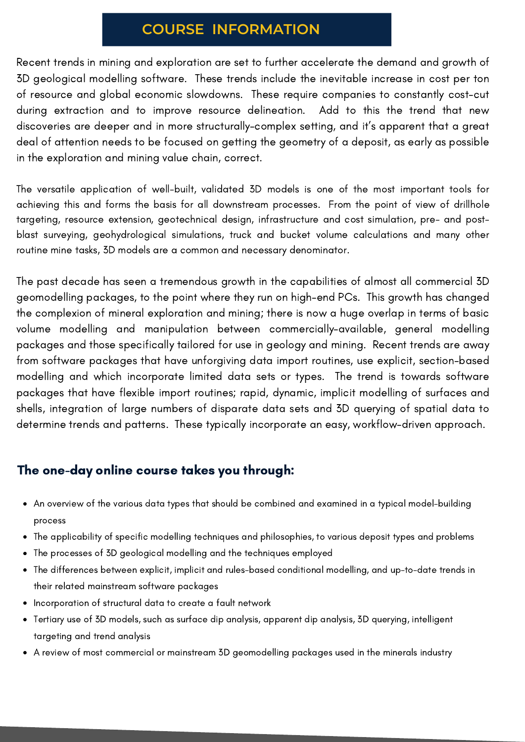## COURSE INFORMATION

Recent trends in mining and exploration are set to further accelerate the demand and growth of 3D geological modelling software. These trends include the inevitable increase in cost per ton of resource and global economic slowdowns. These require companies to constantly cost-cut during extraction and to improve resource delineation. Add to this the trend that new discoveries are deeper and in more structurally-complex setting, and it's apparent that a great deal of attention needs to be focused on getting the geometry of a deposit, as early as possible in the exploration and mining value chain, correct.

The versatile application of well-built, validated 3D models is one of the most important tools for achieving this and forms the basis for all downstream processes. From the point of view of drillhole targeting, resource extension, geotechnical design, infrastructure and cost simulation, pre- and post-blast surveying, geohydrological simulations, truck and bucket volume calculations and many other routine mine tasks, 3D models are a common and necessary denominator.

The past decade has seen a tremendous growth in the capabilities of almost all commercial 3D geomodelling packages, to the point where they run on high-end PCs. This growth has changed the complexion of mineral exploration and mining; there is now a huge overlap in terms of basic volume modelling and manipulation between commercially-available, general modelling packages and those specifically tailored for use in geology and mining. Recent trends are away from software packages that have unforgiving data import routines, use explicit, section-based modelling and which incorporate limited data sets or types. The trend is towards software packages that have flexible import routines; rapid, dynamic, implicit modelling of surfaces and shells, integration of large numbers of disparate data sets and 3D querying of spatial data to determine trends and patterns. These typically incorporate an easy, workflow-driven approach.

### The one-day online course takes you through:

- An overview of the various data types that should be combined and examined in a typical model-building process
- The applicability of specific modelling techniques and philosophies, to various deposit types and problems
- The processes of 3D geological modelling and the techniques employed
- The differences between explicit, implicit and rules-based conditional modelling, and up-to-date trends in their related mainstream software packages
- Incorporation of structural data to create a fault network
- Tertiary use of 3D models, such as surface dip analysis, apparent dip analysis, 3D querying, intelligent targeting and trend analysis
- A review of most commercial or mainstream 3D geomodelling packages used in the minerals industry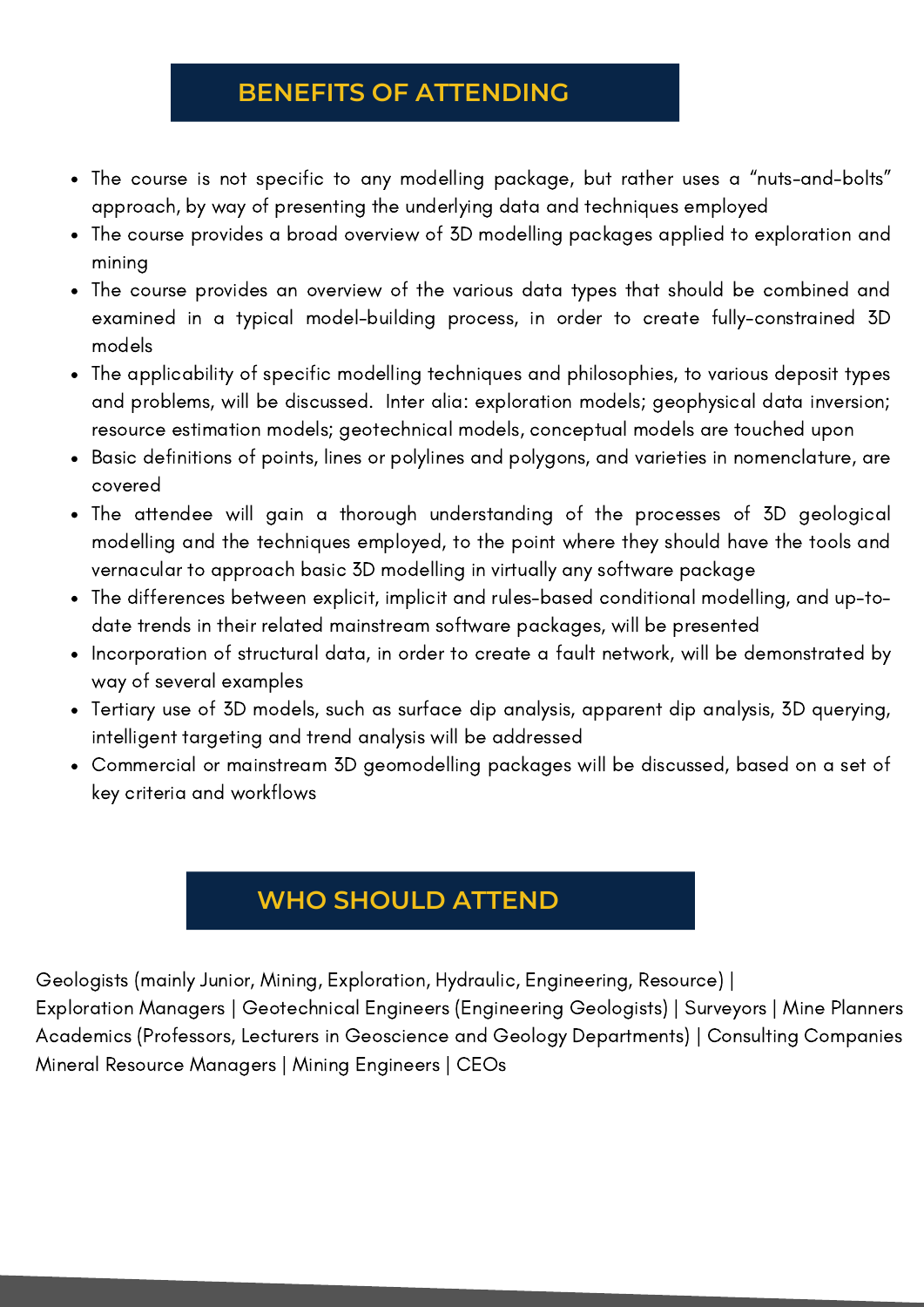## BENEFITS OF ATTENDING

- The course is not specific to any modelling package, but rather uses a "nuts-and-bolts" approach, by way of presenting the underlying data and techniques employed
- The course provides a broad overview of 3D modelling packages applied to exploration and mining
- The course provides an overview of the various data types that should be combined and examined in a typical model-building process, in order to create fully-constrained 3D models
- The applicability of specific modelling techniques and philosophies, to various deposit types and problems, will be discussed. Inter alia: exploration models; geophysical data inversion; resource estimation models; geotechnical models, conceptual models are touched upon
- Basic definitions of points, lines or polylines and polygons, and varieties in nomenclature, are covered
- The attendee will gain a thorough understanding of the processes of 3D geological modelling and the techniques employed, to the point where they should have the tools and vernacular to approach basic 3D modelling in virtually any software package
- The differences between explicit, implicit and rules-based conditional modelling, and up-to-date trends in their related mainstream software packages, will be presented
- Incorporation of structural data, in order to create a fault network, will be demonstrated by way of several examples
- Tertiary use of 3D models, such as surface dip analysis, apparent dip analysis, 3D querying, intelligent targeting and trend analysis will be addressed
- Commercial or mainstream 3D geomodelling packages will be discussed, based on a set of key criteria and workflows

## WHO SHOULD ATTEND

Geologists (mainly Junior, Mining, Exploration, Hydraulic, Engineering, Resource) | Exploration Managers | Geotechnical Engineers (Engineering Geologists) | Surveyors | Mine Planners Academics (Professors, Lecturers in Geoscience and Geology Departments) | Consulting Companies Mineral Resource Managers | Mining Engineers | CEOs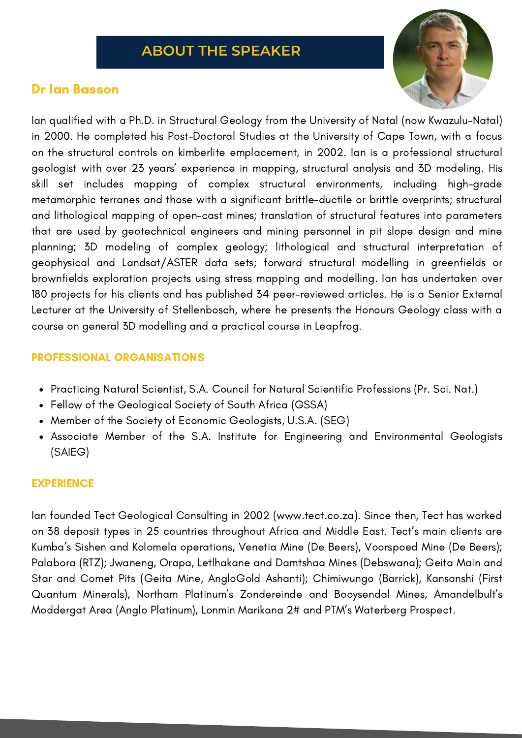# ABOUT THE SPEAKER

## Dr Ian Basson

Ian qualified with a Ph.D. in Structural Geology from the University of Natal (now Kwazulu-Natal) in 2000. He completed his Post-Doctoral Studies at the University of Cape Town, with a focus on the structural controls on kimberlite emplacement, in 2002. Ian is a professional structural geologist with over 23 years' experience in mapping, structural analysis and 3D modeling. His skill set includes mapping of complex structural environments, including high-grade metamorphic terranes and those with a significant brittle-ductile or brittle overprints; structural and lithological mapping of open-cast mines; translation of structural features into parameters that are used by geotechnical engineers and mining personnel in pit slope design and mine planning; 3D modeling of complex geology; lithological and structural interpretation of geophysical and Landsat/ASTER data sets; forward structural modelling in greenfields or brownfields exploration projects using stress mapping and modelling. Ian has undertaken over 180 projects for his clients and has published 34 peer-reviewed articles. He is a Senior External Lecturer at the University of Stellenbosch, where he presents the Honours Geology class with a course on general 3D modelling and a practical course in Leapfrog.

### PROFESSIONAL ORGANISATIONS

- Practicing Natural Scientist, S.A. Council for Natural Scientific Professions (Pr. Sci. Nat.)
- Fellow of the Geological Society of South Africa (GSSA)
- Member of the Society of Economic Geologists, U.S.A. (SEG)
- Associate Member of the S.A. Institute for Engineering and Environmental Geologists (SAIEG)

### EXPERIENCE

Ian founded Tect Geological Consulting in 2002 (www.tect.co.za). Since then, Tect has worked on 38 deposit types in 25 countries throughout Africa and Middle East. Tect's main clients are Kumba's Sishen and Kolomela operations, Venetia Mine (De Beers), Voorspoed Mine (De Beers); Palabora (RTZ); Jwaneng, Orapa, Letlhakane and Damtshaa Mines (Debswana); Geita Main and Star and Comet Pits (Geita Mine, AngloGold Ashanti); Chimiwungo (Barrick), Kansanshi (First Quantum Minerals), Northam Platinum's Zondereinde and Booysendal Mines, Amandelbult's Moddergat Area (Anglo Platinum), Lonmin Marikana 2# and PTM's Waterberg Prospect.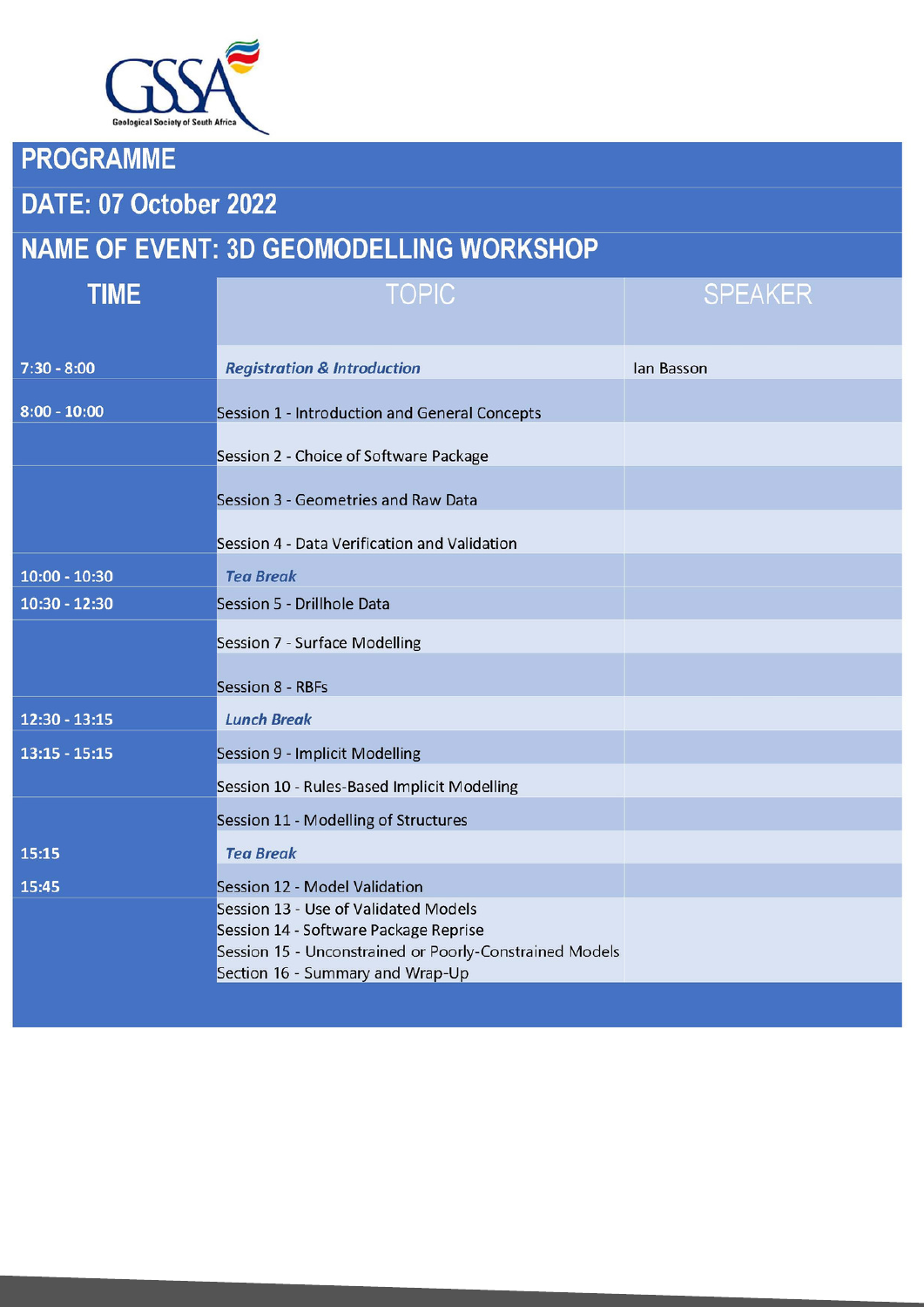Geological Society of South Africa

# PROGRAMME

## DATE: 07 October 2022

## NAME OF EVENT: 3D GEOMODELLING WORKSHOP

| TIME | TOPIC | SPEAKER |
|---|---|---|
| 7:30 - 8:00 | *Registration & Introduction* | Ian Basson |
| 8:00 - 10:00 | Session 1 - Introduction and General Concepts | |
| | Session 2 - Choice of Software Package | |
| | Session 3 - Geometries and Raw Data | |
| | Session 4 - Data Verification and Validation | |
| 10:00 - 10:30 | *Tea Break* | |
| 10:30 - 12:30 | Session 5 - Drillhole Data | |
| | Session 7 - Surface Modelling | |
| | Session 8 - RBFs | |
| 12:30 - 13:15 | *Lunch Break* | |
| 13:15 - 15:15 | Session 9 - Implicit Modelling | |
| | Session 10 - Rules-Based Implicit Modelling | |
| | Session 11 - Modelling of Structures | |
| 15:15 | *Tea Break* | |
| 15:45 | Session 12 - Model Validation | |
| | Session 13 - Use of Validated Models<br>Session 14 - Software Package Reprise<br>Session 15 - Unconstrained or Poorly-Constrained Models<br>Section 16 - Summary and Wrap-Up | |